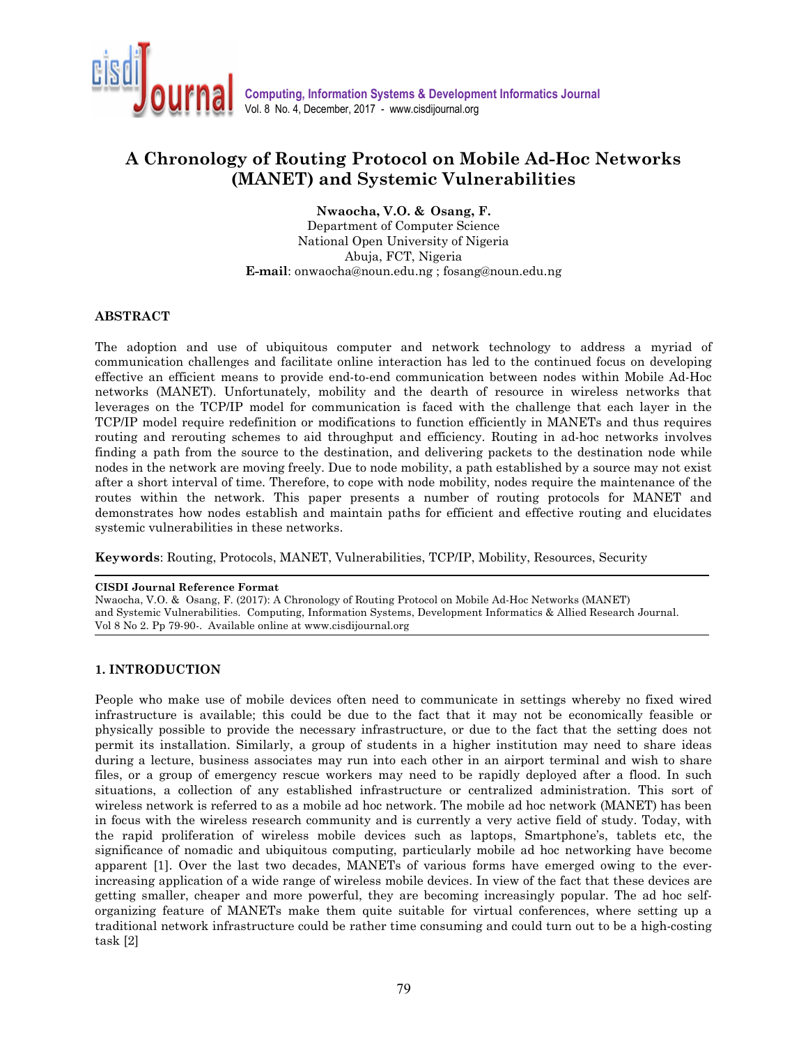# A Chronology of Routing Protocol on Mobile Ad-Hoc Networks (MANET) and Systemic Vulnerabilities

**Nwaocha, V.O. & Osang, F.**
Department of Computer Science
National Open University of Nigeria
Abuja, FCT, Nigeria
**E-mail**: onwaocha@noun.edu.ng ; fosang@noun.edu.ng

## ABSTRACT

The adoption and use of ubiquitous computer and network technology to address a myriad of communication challenges and facilitate online interaction has led to the continued focus on developing effective an efficient means to provide end-to-end communication between nodes within Mobile Ad-Hoc networks (MANET). Unfortunately, mobility and the dearth of resource in wireless networks that leverages on the TCP/IP model for communication is faced with the challenge that each layer in the TCP/IP model require redefinition or modifications to function efficiently in MANETs and thus requires routing and rerouting schemes to aid throughput and efficiency. Routing in ad-hoc networks involves finding a path from the source to the destination, and delivering packets to the destination node while nodes in the network are moving freely. Due to node mobility, a path established by a source may not exist after a short interval of time. Therefore, to cope with node mobility, nodes require the maintenance of the routes within the network. This paper presents a number of routing protocols for MANET and demonstrates how nodes establish and maintain paths for efficient and effective routing and elucidates systemic vulnerabilities in these networks.

**Keywords**: Routing, Protocols, MANET, Vulnerabilities, TCP/IP, Mobility, Resources, Security

**CISDI Journal Reference Format**
Nwaocha, V.O. & Osang, F. (2017): A Chronology of Routing Protocol on Mobile Ad-Hoc Networks (MANET) and Systemic Vulnerabilities. Computing, Information Systems, Development Informatics & Allied Research Journal. Vol 8 No 2. Pp 79-90-. Available online at www.cisdijournal.org

## 1. INTRODUCTION

People who make use of mobile devices often need to communicate in settings whereby no fixed wired infrastructure is available; this could be due to the fact that it may not be economically feasible or physically possible to provide the necessary infrastructure, or due to the fact that the setting does not permit its installation. Similarly, a group of students in a higher institution may need to share ideas during a lecture, business associates may run into each other in an airport terminal and wish to share files, or a group of emergency rescue workers may need to be rapidly deployed after a flood. In such situations, a collection of any established infrastructure or centralized administration. This sort of wireless network is referred to as a mobile ad hoc network. The mobile ad hoc network (MANET) has been in focus with the wireless research community and is currently a very active field of study. Today, with the rapid proliferation of wireless mobile devices such as laptops, Smartphone's, tablets etc, the significance of nomadic and ubiquitous computing, particularly mobile ad hoc networking have become apparent [1]. Over the last two decades, MANETs of various forms have emerged owing to the ever-increasing application of a wide range of wireless mobile devices. In view of the fact that these devices are getting smaller, cheaper and more powerful, they are becoming increasingly popular. The ad hoc self-organizing feature of MANETs make them quite suitable for virtual conferences, where setting up a traditional network infrastructure could be rather time consuming and could turn out to be a high-costing task [2]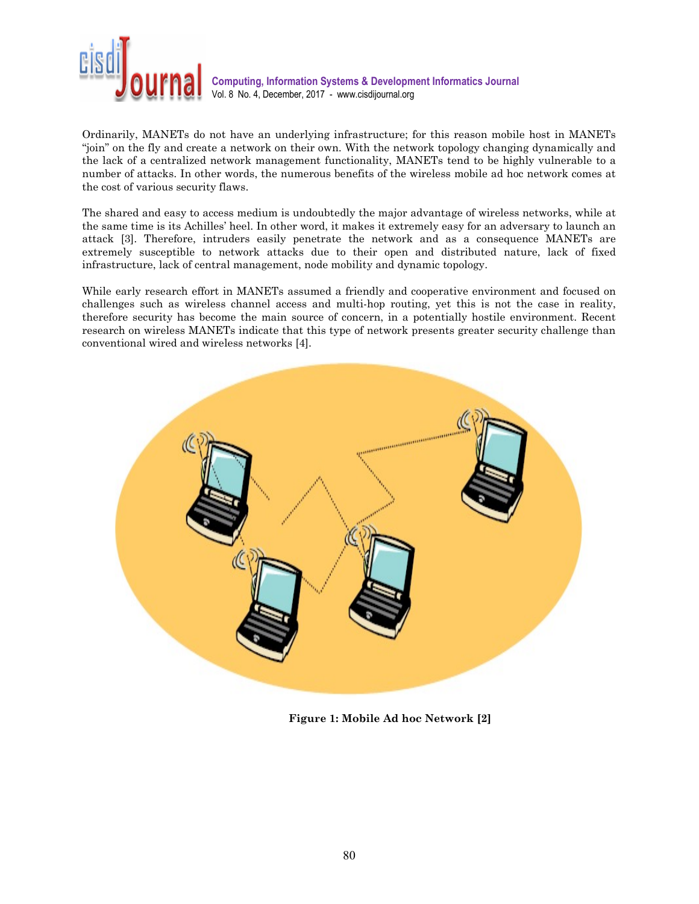Ordinarily, MANETs do not have an underlying infrastructure; for this reason mobile host in MANETs "join" on the fly and create a network on their own. With the network topology changing dynamically and the lack of a centralized network management functionality, MANETs tend to be highly vulnerable to a number of attacks. In other words, the numerous benefits of the wireless mobile ad hoc network comes at the cost of various security flaws.

The shared and easy to access medium is undoubtedly the major advantage of wireless networks, while at the same time is its Achilles' heel. In other word, it makes it extremely easy for an adversary to launch an attack [3]. Therefore, intruders easily penetrate the network and as a consequence MANETs are extremely susceptible to network attacks due to their open and distributed nature, lack of fixed infrastructure, lack of central management, node mobility and dynamic topology.

While early research effort in MANETs assumed a friendly and cooperative environment and focused on challenges such as wireless channel access and multi-hop routing, yet this is not the case in reality, therefore security has become the main source of concern, in a potentially hostile environment. Recent research on wireless MANETs indicate that this type of network presents greater security challenge than conventional wired and wireless networks [4].

**Figure 1: Mobile Ad hoc Network [2]**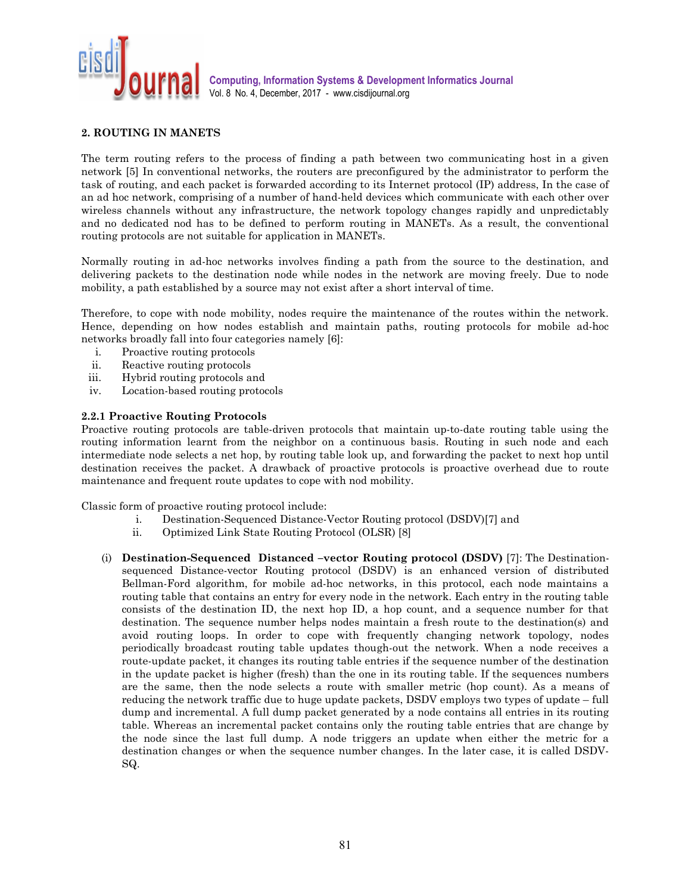## 2. ROUTING IN MANETS

The term routing refers to the process of finding a path between two communicating host in a given network [5] In conventional networks, the routers are preconfigured by the administrator to perform the task of routing, and each packet is forwarded according to its Internet protocol (IP) address, In the case of an ad hoc network, comprising of a number of hand-held devices which communicate with each other over wireless channels without any infrastructure, the network topology changes rapidly and unpredictably and no dedicated nod has to be defined to perform routing in MANETs. As a result, the conventional routing protocols are not suitable for application in MANETs.

Normally routing in ad-hoc networks involves finding a path from the source to the destination, and delivering packets to the destination node while nodes in the network are moving freely. Due to node mobility, a path established by a source may not exist after a short interval of time.

Therefore, to cope with node mobility, nodes require the maintenance of the routes within the network. Hence, depending on how nodes establish and maintain paths, routing protocols for mobile ad-hoc networks broadly fall into four categories namely [6]:

i. Proactive routing protocols
ii. Reactive routing protocols
iii. Hybrid routing protocols and
iv. Location-based routing protocols

### 2.2.1 Proactive Routing Protocols

Proactive routing protocols are table-driven protocols that maintain up-to-date routing table using the routing information learnt from the neighbor on a continuous basis. Routing in such node and each intermediate node selects a net hop, by routing table look up, and forwarding the packet to next hop until destination receives the packet. A drawback of proactive protocols is proactive overhead due to route maintenance and frequent route updates to cope with nod mobility.

Classic form of proactive routing protocol include:

i. Destination-Sequenced Distance-Vector Routing protocol (DSDV)[7] and
ii. Optimized Link State Routing Protocol (OLSR) [8]

(i) **Destination-Sequenced Distanced –vector Routing protocol (DSDV)** [7]: The Destination-sequenced Distance-vector Routing protocol (DSDV) is an enhanced version of distributed Bellman-Ford algorithm, for mobile ad-hoc networks, in this protocol, each node maintains a routing table that contains an entry for every node in the network. Each entry in the routing table consists of the destination ID, the next hop ID, a hop count, and a sequence number for that destination. The sequence number helps nodes maintain a fresh route to the destination(s) and avoid routing loops. In order to cope with frequently changing network topology, nodes periodically broadcast routing table updates though-out the network. When a node receives a route-update packet, it changes its routing table entries if the sequence number of the destination in the update packet is higher (fresh) than the one in its routing table. If the sequences numbers are the same, then the node selects a route with smaller metric (hop count). As a means of reducing the network traffic due to huge update packets, DSDV employs two types of update – full dump and incremental. A full dump packet generated by a node contains all entries in its routing table. Whereas an incremental packet contains only the routing table entries that are change by the node since the last full dump. A node triggers an update when either the metric for a destination changes or when the sequence number changes. In the later case, it is called DSDV-SQ.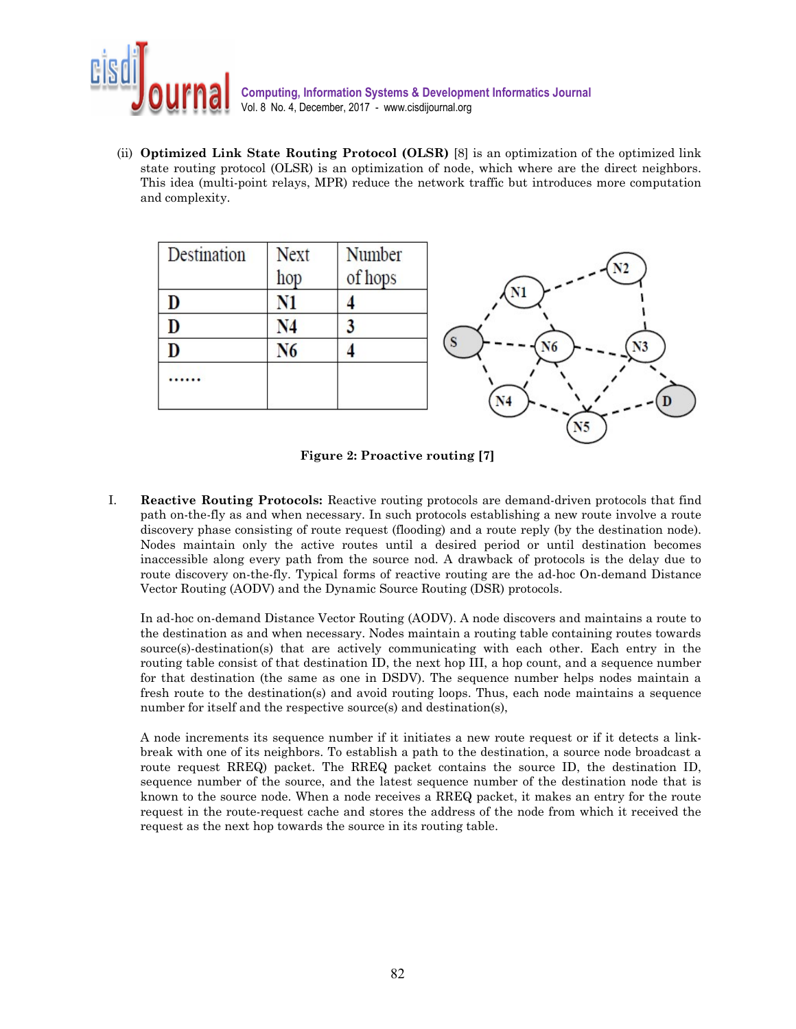(ii) **Optimized Link State Routing Protocol (OLSR)** [8] is an optimization of the optimized link state routing protocol (OLSR) is an optimization of node, which where are the direct neighbors. This idea (multi-point relays, MPR) reduce the network traffic but introduces more computation and complexity.

| Destination | Next hop | Number of hops |
|---|---|---|
| D | N1 | 4 |
| D | N4 | 3 |
| D | N6 | 4 |
| ...... | | |

**Figure 2: Proactive routing [7]**

I. **Reactive Routing Protocols:** Reactive routing protocols are demand-driven protocols that find path on-the-fly as and when necessary. In such protocols establishing a new route involve a route discovery phase consisting of route request (flooding) and a route reply (by the destination node). Nodes maintain only the active routes until a desired period or until destination becomes inaccessible along every path from the source nod. A drawback of protocols is the delay due to route discovery on-the-fly. Typical forms of reactive routing are the ad-hoc On-demand Distance Vector Routing (AODV) and the Dynamic Source Routing (DSR) protocols.

In ad-hoc on-demand Distance Vector Routing (AODV). A node discovers and maintains a route to the destination as and when necessary. Nodes maintain a routing table containing routes towards source(s)-destination(s) that are actively communicating with each other. Each entry in the routing table consist of that destination ID, the next hop III, a hop count, and a sequence number for that destination (the same as one in DSDV). The sequence number helps nodes maintain a fresh route to the destination(s) and avoid routing loops. Thus, each node maintains a sequence number for itself and the respective source(s) and destination(s),

A node increments its sequence number if it initiates a new route request or if it detects a link-break with one of its neighbors. To establish a path to the destination, a source node broadcast a route request RREQ) packet. The RREQ packet contains the source ID, the destination ID, sequence number of the source, and the latest sequence number of the destination node that is known to the source node. When a node receives a RREQ packet, it makes an entry for the route request in the route-request cache and stores the address of the node from which it received the request as the next hop towards the source in its routing table.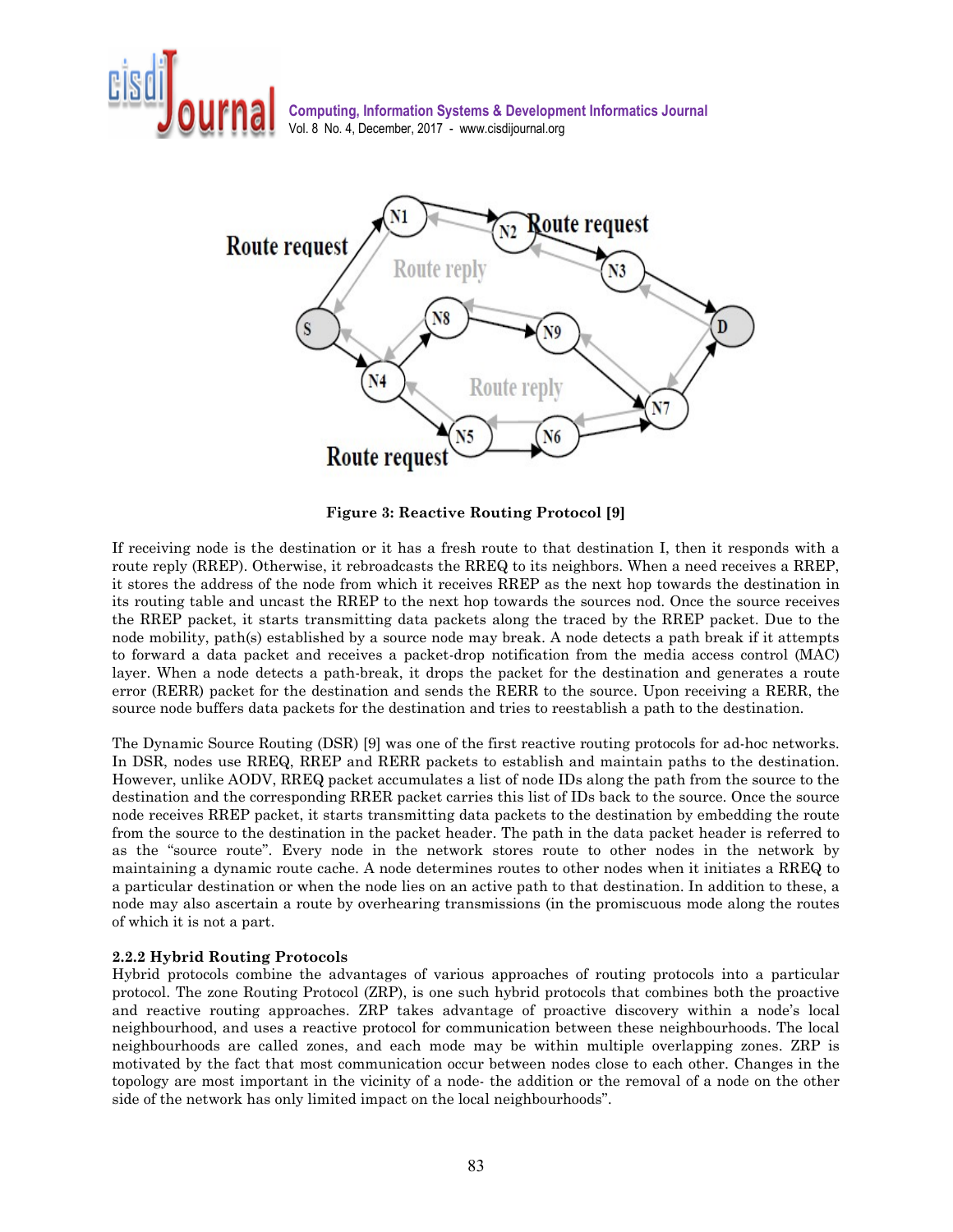Figure 3: Reactive Routing Protocol [9]

If receiving node is the destination or it has a fresh route to that destination I, then it responds with a route reply (RREP). Otherwise, it rebroadcasts the RREQ to its neighbors. When a need receives a RREP, it stores the address of the node from which it receives RREP as the next hop towards the destination in its routing table and uncast the RREP to the next hop towards the sources nod. Once the source receives the RREP packet, it starts transmitting data packets along the traced by the RREP packet. Due to the node mobility, path(s) established by a source node may break. A node detects a path break if it attempts to forward a data packet and receives a packet-drop notification from the media access control (MAC) layer. When a node detects a path-break, it drops the packet for the destination and generates a route error (RERR) packet for the destination and sends the RERR to the source. Upon receiving a RERR, the source node buffers data packets for the destination and tries to reestablish a path to the destination.

The Dynamic Source Routing (DSR) [9] was one of the first reactive routing protocols for ad-hoc networks. In DSR, nodes use RREQ, RREP and RERR packets to establish and maintain paths to the destination. However, unlike AODV, RREQ packet accumulates a list of node IDs along the path from the source to the destination and the corresponding RRER packet carries this list of IDs back to the source. Once the source node receives RREP packet, it starts transmitting data packets to the destination by embedding the route from the source to the destination in the packet header. The path in the data packet header is referred to as the "source route". Every node in the network stores route to other nodes in the network by maintaining a dynamic route cache. A node determines routes to other nodes when it initiates a RREQ to a particular destination or when the node lies on an active path to that destination. In addition to these, a node may also ascertain a route by overhearing transmissions (in the promiscuous mode along the routes of which it is not a part.

### 2.2.2 Hybrid Routing Protocols

Hybrid protocols combine the advantages of various approaches of routing protocols into a particular protocol. The zone Routing Protocol (ZRP), is one such hybrid protocols that combines both the proactive and reactive routing approaches. ZRP takes advantage of proactive discovery within a node's local neighbourhood, and uses a reactive protocol for communication between these neighbourhoods. The local neighbourhoods are called zones, and each mode may be within multiple overlapping zones. ZRP is motivated by the fact that most communication occur between nodes close to each other. Changes in the topology are most important in the vicinity of a node- the addition or the removal of a node on the other side of the network has only limited impact on the local neighbourhoods".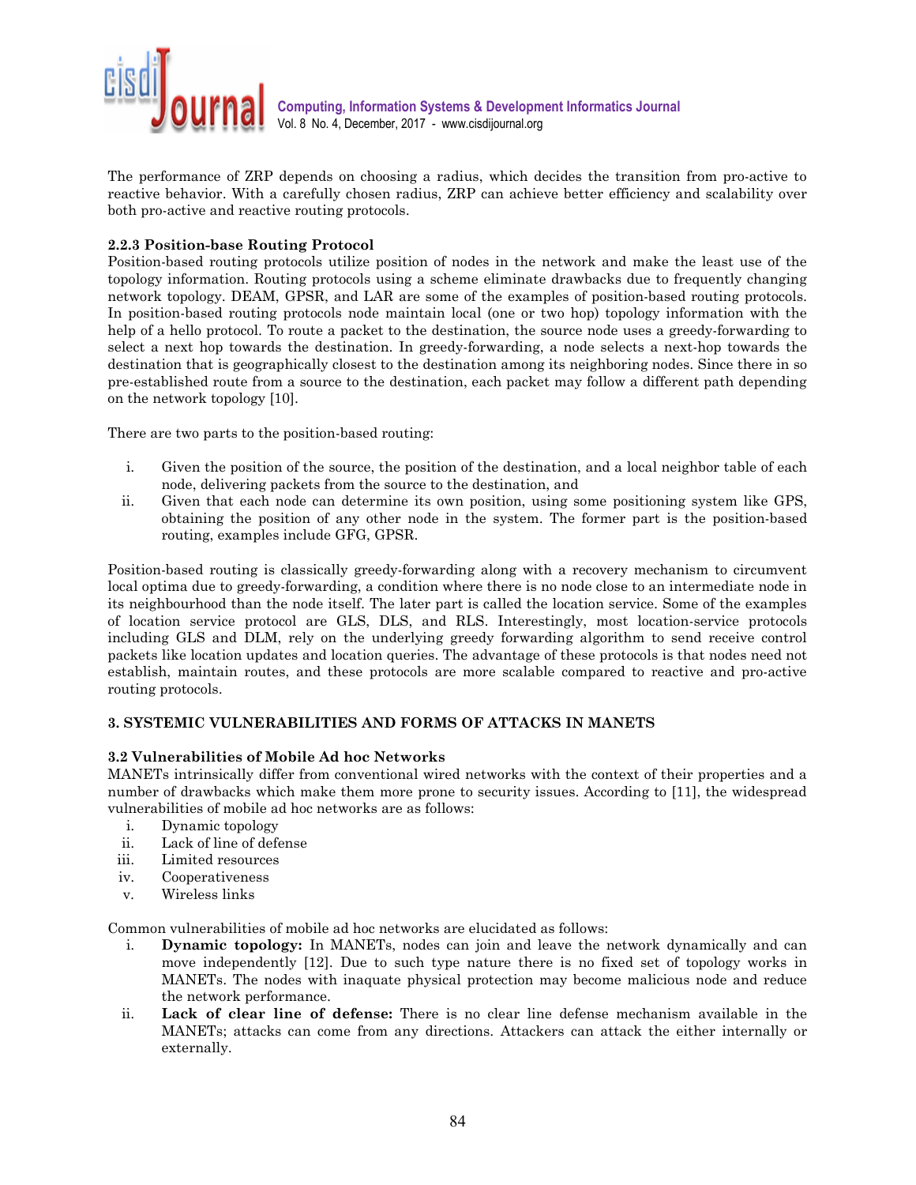The performance of ZRP depends on choosing a radius, which decides the transition from pro-active to reactive behavior. With a carefully chosen radius, ZRP can achieve better efficiency and scalability over both pro-active and reactive routing protocols.

### 2.2.3 Position-base Routing Protocol

Position-based routing protocols utilize position of nodes in the network and make the least use of the topology information. Routing protocols using a scheme eliminate drawbacks due to frequently changing network topology. DEAM, GPSR, and LAR are some of the examples of position-based routing protocols. In position-based routing protocols node maintain local (one or two hop) topology information with the help of a hello protocol. To route a packet to the destination, the source node uses a greedy-forwarding to select a next hop towards the destination. In greedy-forwarding, a node selects a next-hop towards the destination that is geographically closest to the destination among its neighboring nodes. Since there in so pre-established route from a source to the destination, each packet may follow a different path depending on the network topology [10].

There are two parts to the position-based routing:

i. Given the position of the source, the position of the destination, and a local neighbor table of each node, delivering packets from the source to the destination, and
ii. Given that each node can determine its own position, using some positioning system like GPS, obtaining the position of any other node in the system. The former part is the position-based routing, examples include GFG, GPSR.

Position-based routing is classically greedy-forwarding along with a recovery mechanism to circumvent local optima due to greedy-forwarding, a condition where there is no node close to an intermediate node in its neighbourhood than the node itself. The later part is called the location service. Some of the examples of location service protocol are GLS, DLS, and RLS. Interestingly, most location-service protocols including GLS and DLM, rely on the underlying greedy forwarding algorithm to send receive control packets like location updates and location queries. The advantage of these protocols is that nodes need not establish, maintain routes, and these protocols are more scalable compared to reactive and pro-active routing protocols.

## 3. SYSTEMIC VULNERABILITIES AND FORMS OF ATTACKS IN MANETS

### 3.2 Vulnerabilities of Mobile Ad hoc Networks

MANETs intrinsically differ from conventional wired networks with the context of their properties and a number of drawbacks which make them more prone to security issues. According to [11], the widespread vulnerabilities of mobile ad hoc networks are as follows:

i. Dynamic topology
ii. Lack of line of defense
iii. Limited resources
iv. Cooperativeness
v. Wireless links

Common vulnerabilities of mobile ad hoc networks are elucidated as follows:

i. **Dynamic topology:** In MANETs, nodes can join and leave the network dynamically and can move independently [12]. Due to such type nature there is no fixed set of topology works in MANETs. The nodes with inaquate physical protection may become malicious node and reduce the network performance.
ii. **Lack of clear line of defense:** There is no clear line defense mechanism available in the MANETs; attacks can come from any directions. Attackers can attack the either internally or externally.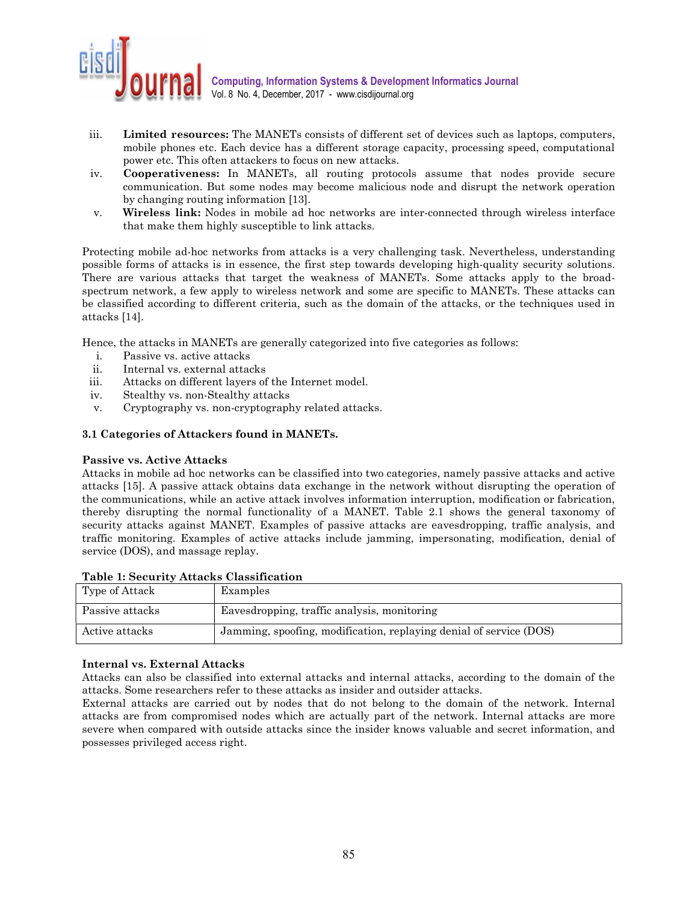iii. **Limited resources:** The MANETs consists of different set of devices such as laptops, computers, mobile phones etc. Each device has a different storage capacity, processing speed, computational power etc. This often attackers to focus on new attacks.

iv. **Cooperativeness:** In MANETs, all routing protocols assume that nodes provide secure communication. But some nodes may become malicious node and disrupt the network operation by changing routing information [13].

v. **Wireless link:** Nodes in mobile ad hoc networks are inter-connected through wireless interface that make them highly susceptible to link attacks.

Protecting mobile ad-hoc networks from attacks is a very challenging task. Nevertheless, understanding possible forms of attacks is in essence, the first step towards developing high-quality security solutions. There are various attacks that target the weakness of MANETs. Some attacks apply to the broad-spectrum network, a few apply to wireless network and some are specific to MANETs. These attacks can be classified according to different criteria, such as the domain of the attacks, or the techniques used in attacks [14].

Hence, the attacks in MANETs are generally categorized into five categories as follows:

i. Passive vs. active attacks
ii. Internal vs. external attacks
iii. Attacks on different layers of the Internet model.
iv. Stealthy vs. non-Stealthy attacks
v. Cryptography vs. non-cryptography related attacks.

### 3.1 Categories of Attackers found in MANETs.

**Passive vs. Active Attacks**

Attacks in mobile ad hoc networks can be classified into two categories, namely passive attacks and active attacks [15]. A passive attack obtains data exchange in the network without disrupting the operation of the communications, while an active attack involves information interruption, modification or fabrication, thereby disrupting the normal functionality of a MANET. Table 2.1 shows the general taxonomy of security attacks against MANET. Examples of passive attacks are eavesdropping, traffic analysis, and traffic monitoring. Examples of active attacks include jamming, impersonating, modification, denial of service (DOS), and massage replay.

**Table 1: Security Attacks Classification**

| Type of Attack | Examples |
|---|---|
| Passive attacks | Eavesdropping, traffic analysis, monitoring |
| Active attacks | Jamming, spoofing, modification, replaying denial of service (DOS) |

**Internal vs. External Attacks**

Attacks can also be classified into external attacks and internal attacks, according to the domain of the attacks. Some researchers refer to these attacks as insider and outsider attacks.

External attacks are carried out by nodes that do not belong to the domain of the network. Internal attacks are from compromised nodes which are actually part of the network. Internal attacks are more severe when compared with outside attacks since the insider knows valuable and secret information, and possesses privileged access right.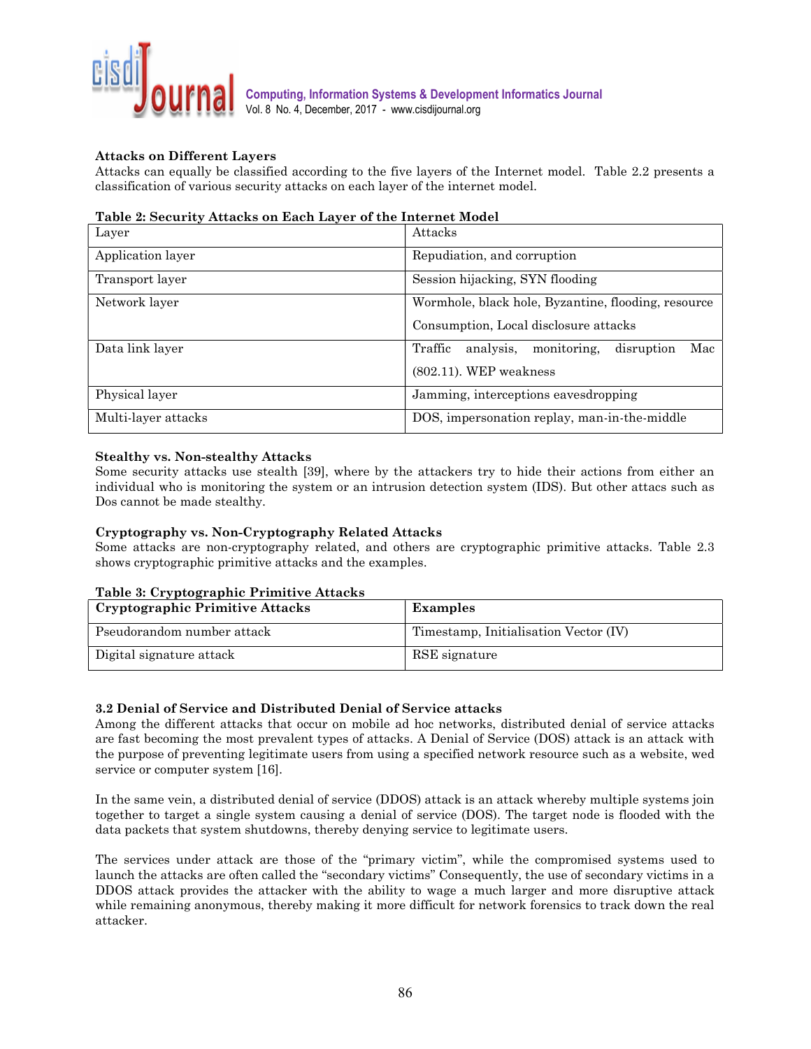### Attacks on Different Layers

Attacks can equally be classified according to the five layers of the Internet model. Table 2.2 presents a classification of various security attacks on each layer of the internet model.

**Table 2: Security Attacks on Each Layer of the Internet Model**

| Layer | Attacks |
|---|---|
| Application layer | Repudiation, and corruption |
| Transport layer | Session hijacking, SYN flooding |
| Network layer | Wormhole, black hole, Byzantine, flooding, resource Consumption, Local disclosure attacks |
| Data link layer | Traffic analysis, monitoring, disruption Mac (802.11). WEP weakness |
| Physical layer | Jamming, interceptions eavesdropping |
| Multi-layer attacks | DOS, impersonation replay, man-in-the-middle |

### Stealthy vs. Non-stealthy Attacks

Some security attacks use stealth [39], where by the attackers try to hide their actions from either an individual who is monitoring the system or an intrusion detection system (IDS). But other attacs such as Dos cannot be made stealthy.

### Cryptography vs. Non-Cryptography Related Attacks

Some attacks are non-cryptography related, and others are cryptographic primitive attacks. Table 2.3 shows cryptographic primitive attacks and the examples.

**Table 3: Cryptographic Primitive Attacks**

| **Cryptographic Primitive Attacks** | **Examples** |
|---|---|
| Pseudorandom number attack | Timestamp, Initialisation Vector (IV) |
| Digital signature attack | RSE signature |

### 3.2 Denial of Service and Distributed Denial of Service attacks

Among the different attacks that occur on mobile ad hoc networks, distributed denial of service attacks are fast becoming the most prevalent types of attacks. A Denial of Service (DOS) attack is an attack with the purpose of preventing legitimate users from using a specified network resource such as a website, wed service or computer system [16].

In the same vein, a distributed denial of service (DDOS) attack is an attack whereby multiple systems join together to target a single system causing a denial of service (DOS). The target node is flooded with the data packets that system shutdowns, thereby denying service to legitimate users.

The services under attack are those of the "primary victim", while the compromised systems used to launch the attacks are often called the "secondary victims" Consequently, the use of secondary victims in a DDOS attack provides the attacker with the ability to wage a much larger and more disruptive attack while remaining anonymous, thereby making it more difficult for network forensics to track down the real attacker.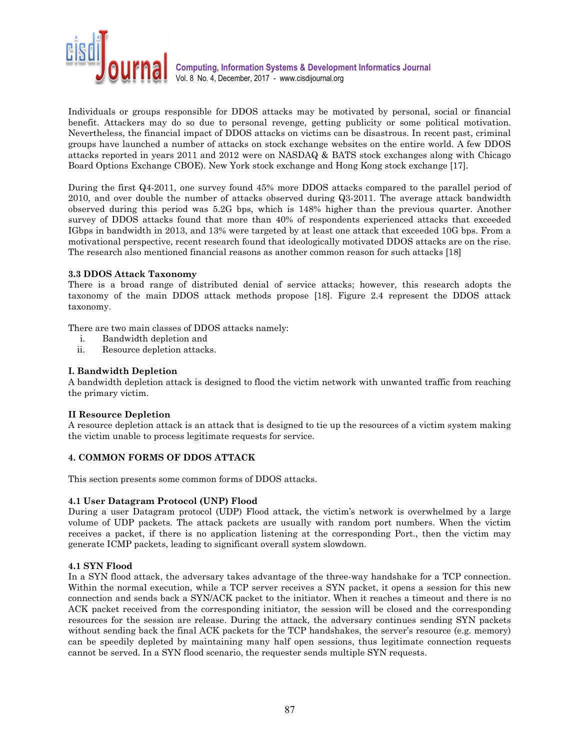Individuals or groups responsible for DDOS attacks may be motivated by personal, social or financial benefit. Attackers may do so due to personal revenge, getting publicity or some political motivation. Nevertheless, the financial impact of DDOS attacks on victims can be disastrous. In recent past, criminal groups have launched a number of attacks on stock exchange websites on the entire world. A few DDOS attacks reported in years 2011 and 2012 were on NASDAQ & BATS stock exchanges along with Chicago Board Options Exchange CBOE). New York stock exchange and Hong Kong stock exchange [17].

During the first Q4-2011, one survey found 45% more DDOS attacks compared to the parallel period of 2010, and over double the number of attacks observed during Q3-2011. The average attack bandwidth observed during this period was 5.2G bps, which is 148% higher than the previous quarter. Another survey of DDOS attacks found that more than 40% of respondents experienced attacks that exceeded IGbps in bandwidth in 2013, and 13% were targeted by at least one attack that exceeded 10G bps. From a motivational perspective, recent research found that ideologically motivated DDOS attacks are on the rise. The research also mentioned financial reasons as another common reason for such attacks [18]

### 3.3 DDOS Attack Taxonomy

There is a broad range of distributed denial of service attacks; however, this research adopts the taxonomy of the main DDOS attack methods propose [18]. Figure 2.4 represent the DDOS attack taxonomy.

There are two main classes of DDOS attacks namely:

i. Bandwidth depletion and
ii. Resource depletion attacks.

#### I. Bandwidth Depletion

A bandwidth depletion attack is designed to flood the victim network with unwanted traffic from reaching the primary victim.

#### II Resource Depletion

A resource depletion attack is an attack that is designed to tie up the resources of a victim system making the victim unable to process legitimate requests for service.

## 4. COMMON FORMS OF DDOS ATTACK

This section presents some common forms of DDOS attacks.

### 4.1 User Datagram Protocol (UNP) Flood

During a user Datagram protocol (UDP) Flood attack, the victim's network is overwhelmed by a large volume of UDP packets. The attack packets are usually with random port numbers. When the victim receives a packet, if there is no application listening at the corresponding Port., then the victim may generate ICMP packets, leading to significant overall system slowdown.

### 4.1 SYN Flood

In a SYN flood attack, the adversary takes advantage of the three-way handshake for a TCP connection. Within the normal execution, while a TCP server receives a SYN packet, it opens a session for this new connection and sends back a SYN/ACK packet to the initiator. When it reaches a timeout and there is no ACK packet received from the corresponding initiator, the session will be closed and the corresponding resources for the session are release. During the attack, the adversary continues sending SYN packets without sending back the final ACK packets for the TCP handshakes, the server's resource (e.g. memory) can be speedily depleted by maintaining many half open sessions, thus legitimate connection requests cannot be served. In a SYN flood scenario, the requester sends multiple SYN requests.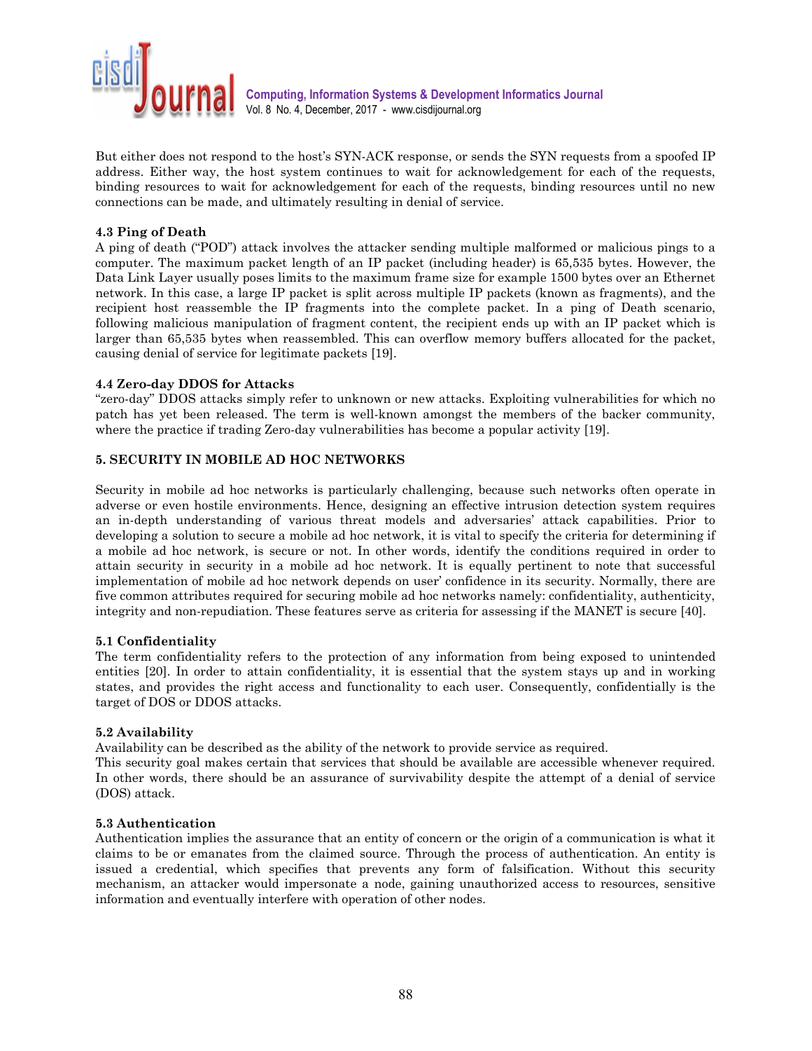But either does not respond to the host's SYN-ACK response, or sends the SYN requests from a spoofed IP address. Either way, the host system continues to wait for acknowledgement for each of the requests, binding resources to wait for acknowledgement for each of the requests, binding resources until no new connections can be made, and ultimately resulting in denial of service.

### 4.3 Ping of Death

A ping of death ("POD") attack involves the attacker sending multiple malformed or malicious pings to a computer. The maximum packet length of an IP packet (including header) is 65,535 bytes. However, the Data Link Layer usually poses limits to the maximum frame size for example 1500 bytes over an Ethernet network. In this case, a large IP packet is split across multiple IP packets (known as fragments), and the recipient host reassemble the IP fragments into the complete packet. In a ping of Death scenario, following malicious manipulation of fragment content, the recipient ends up with an IP packet which is larger than 65,535 bytes when reassembled. This can overflow memory buffers allocated for the packet, causing denial of service for legitimate packets [19].

### 4.4 Zero-day DDOS for Attacks

"zero-day" DDOS attacks simply refer to unknown or new attacks. Exploiting vulnerabilities for which no patch has yet been released. The term is well-known amongst the members of the backer community, where the practice if trading Zero-day vulnerabilities has become a popular activity [19].

## 5. SECURITY IN MOBILE AD HOC NETWORKS

Security in mobile ad hoc networks is particularly challenging, because such networks often operate in adverse or even hostile environments. Hence, designing an effective intrusion detection system requires an in-depth understanding of various threat models and adversaries' attack capabilities. Prior to developing a solution to secure a mobile ad hoc network, it is vital to specify the criteria for determining if a mobile ad hoc network, is secure or not. In other words, identify the conditions required in order to attain security in security in a mobile ad hoc network. It is equally pertinent to note that successful implementation of mobile ad hoc network depends on user' confidence in its security. Normally, there are five common attributes required for securing mobile ad hoc networks namely: confidentiality, authenticity, integrity and non-repudiation. These features serve as criteria for assessing if the MANET is secure [40].

### 5.1 Confidentiality

The term confidentiality refers to the protection of any information from being exposed to unintended entities [20]. In order to attain confidentiality, it is essential that the system stays up and in working states, and provides the right access and functionality to each user. Consequently, confidentially is the target of DOS or DDOS attacks.

### 5.2 Availability

Availability can be described as the ability of the network to provide service as required.
This security goal makes certain that services that should be available are accessible whenever required. In other words, there should be an assurance of survivability despite the attempt of a denial of service (DOS) attack.

### 5.3 Authentication

Authentication implies the assurance that an entity of concern or the origin of a communication is what it claims to be or emanates from the claimed source. Through the process of authentication. An entity is issued a credential, which specifies that prevents any form of falsification. Without this security mechanism, an attacker would impersonate a node, gaining unauthorized access to resources, sensitive information and eventually interfere with operation of other nodes.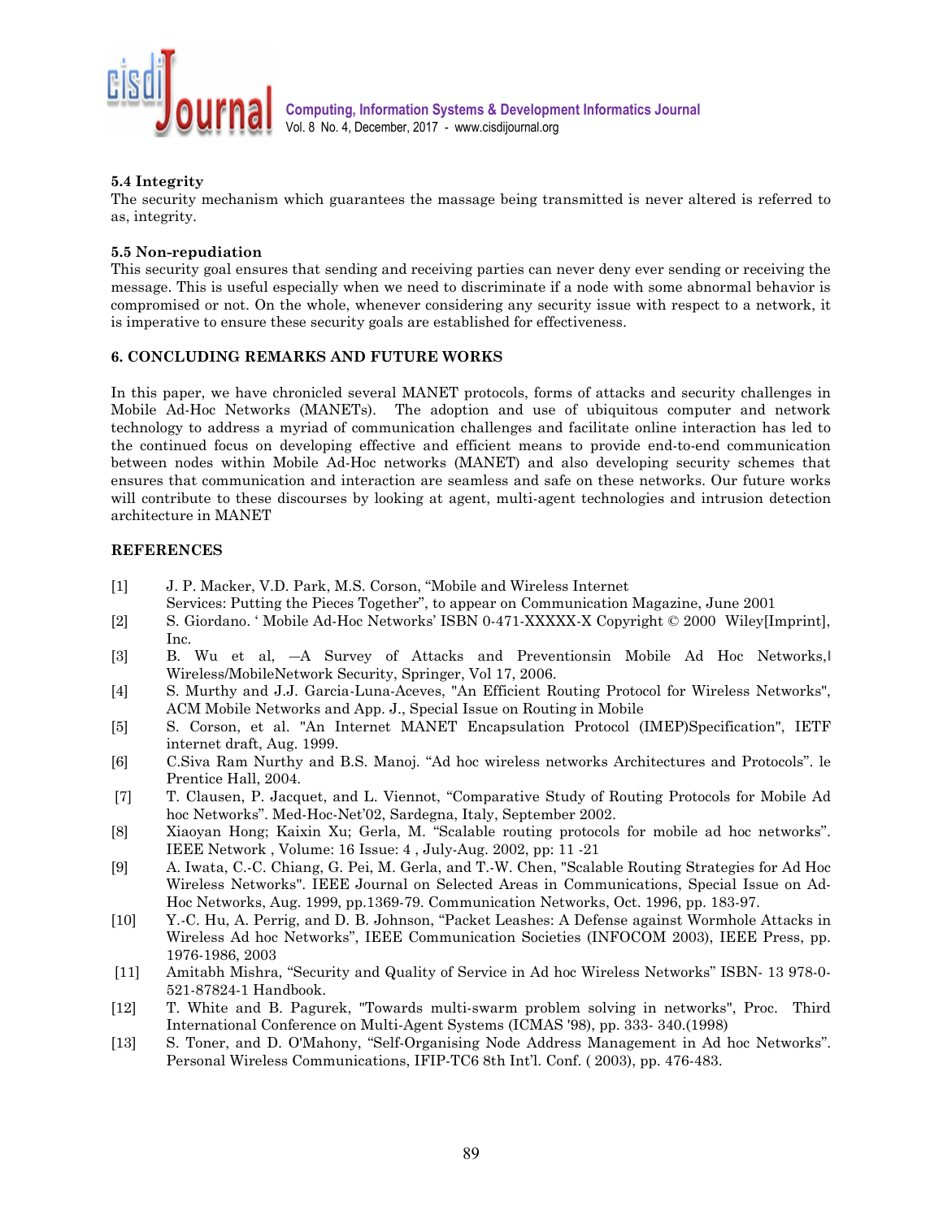### 5.4 Integrity

The security mechanism which guarantees the massage being transmitted is never altered is referred to as, integrity.

### 5.5 Non-repudiation

This security goal ensures that sending and receiving parties can never deny ever sending or receiving the message. This is useful especially when we need to discriminate if a node with some abnormal behavior is compromised or not. On the whole, whenever considering any security issue with respect to a network, it is imperative to ensure these security goals are established for effectiveness.

## 6. CONCLUDING REMARKS AND FUTURE WORKS

In this paper, we have chronicled several MANET protocols, forms of attacks and security challenges in Mobile Ad-Hoc Networks (MANETs). The adoption and use of ubiquitous computer and network technology to address a myriad of communication challenges and facilitate online interaction has led to the continued focus on developing effective and efficient means to provide end-to-end communication between nodes within Mobile Ad-Hoc networks (MANET) and also developing security schemes that ensures that communication and interaction are seamless and safe on these networks. Our future works will contribute to these discourses by looking at agent, multi-agent technologies and intrusion detection architecture in MANET

## REFERENCES

[1] J. P. Macker, V.D. Park, M.S. Corson, "Mobile and Wireless Internet Services: Putting the Pieces Together", to appear on Communication Magazine, June 2001

[2] S. Giordano. ' Mobile Ad-Hoc Networks' ISBN 0-471-XXXXX-X Copyright © 2000 Wiley[Imprint], Inc.

[3] B. Wu et al, ―A Survey of Attacks and Preventionsin Mobile Ad Hoc Networks,‖ Wireless/MobileNetwork Security, Springer, Vol 17, 2006.

[4] S. Murthy and J.J. Garcia-Luna-Aceves, "An Efficient Routing Protocol for Wireless Networks", ACM Mobile Networks and App. J., Special Issue on Routing in Mobile

[5] S. Corson, et al. "An Internet MANET Encapsulation Protocol (IMEP)Specification", IETF internet draft, Aug. 1999.

[6] C.Siva Ram Nurthy and B.S. Manoj. "Ad hoc wireless networks Architectures and Protocols". le Prentice Hall, 2004.

[7] T. Clausen, P. Jacquet, and L. Viennot, "Comparative Study of Routing Protocols for Mobile Ad hoc Networks". Med-Hoc-Net'02, Sardegna, Italy, September 2002.

[8] Xiaoyan Hong; Kaixin Xu; Gerla, M. "Scalable routing protocols for mobile ad hoc networks". IEEE Network , Volume: 16 Issue: 4 , July-Aug. 2002, pp: 11 -21

[9] A. Iwata, C.-C. Chiang, G. Pei, M. Gerla, and T.-W. Chen, "Scalable Routing Strategies for Ad Hoc Wireless Networks". IEEE Journal on Selected Areas in Communications, Special Issue on Ad-Hoc Networks, Aug. 1999, pp.1369-79. Communication Networks, Oct. 1996, pp. 183-97.

[10] Y.-C. Hu, A. Perrig, and D. B. Johnson, "Packet Leashes: A Defense against Wormhole Attacks in Wireless Ad hoc Networks", IEEE Communication Societies (INFOCOM 2003), IEEE Press, pp. 1976-1986, 2003

[11] Amitabh Mishra, "Security and Quality of Service in Ad hoc Wireless Networks" ISBN- 13 978-0-521-87824-1 Handbook.

[12] T. White and B. Pagurek, "Towards multi-swarm problem solving in networks", Proc. Third International Conference on Multi-Agent Systems (ICMAS '98), pp. 333- 340.(1998)

[13] S. Toner, and D. O'Mahony, "Self-Organising Node Address Management in Ad hoc Networks". Personal Wireless Communications, IFIP-TC6 8th Int'l. Conf. ( 2003), pp. 476-483.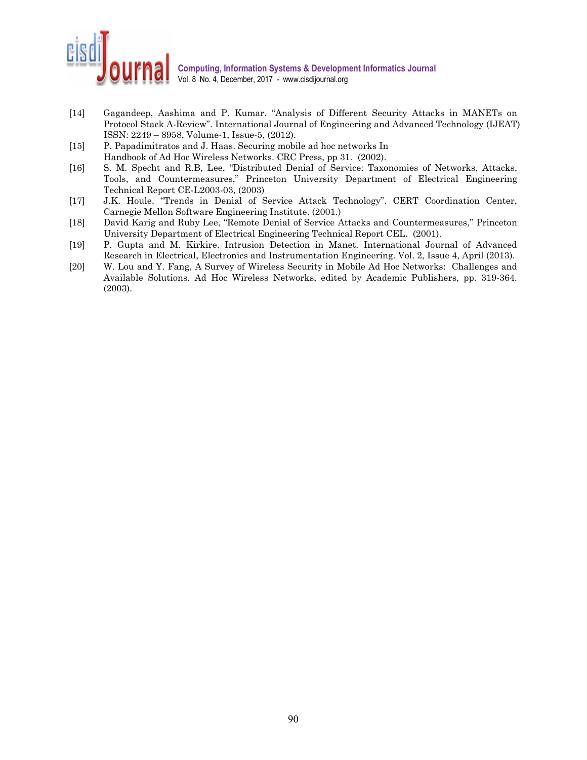[14] Gagandeep, Aashima and P. Kumar. "Analysis of Different Security Attacks in MANETs on Protocol Stack A-Review". International Journal of Engineering and Advanced Technology (IJEAT) ISSN: 2249 – 8958, Volume-1, Issue-5, (2012).

[15] P. Papadimitratos and J. Haas. Securing mobile ad hoc networks In Handbook of Ad Hoc Wireless Networks. CRC Press, pp 31. (2002).

[16] S. M. Specht and R.B, Lee, "Distributed Denial of Service: Taxonomies of Networks, Attacks, Tools, and Countermeasures," Princeton University Department of Electrical Engineering Technical Report CE-L2003-03, (2003)

[17] J.K. Houle. "Trends in Denial of Service Attack Technology". CERT Coordination Center, Carnegie Mellon Software Engineering Institute. (2001.)

[18] David Karig and Ruby Lee, "Remote Denial of Service Attacks and Countermeasures," Princeton University Department of Electrical Engineering Technical Report CEL. (2001).

[19] P. Gupta and M. Kirkire. Intrusion Detection in Manet. International Journal of Advanced Research in Electrical, Electronics and Instrumentation Engineering. Vol. 2, Issue 4, April (2013).

[20] W. Lou and Y. Fang, A Survey of Wireless Security in Mobile Ad Hoc Networks: Challenges and Available Solutions. Ad Hoc Wireless Networks, edited by Academic Publishers, pp. 319-364. (2003).